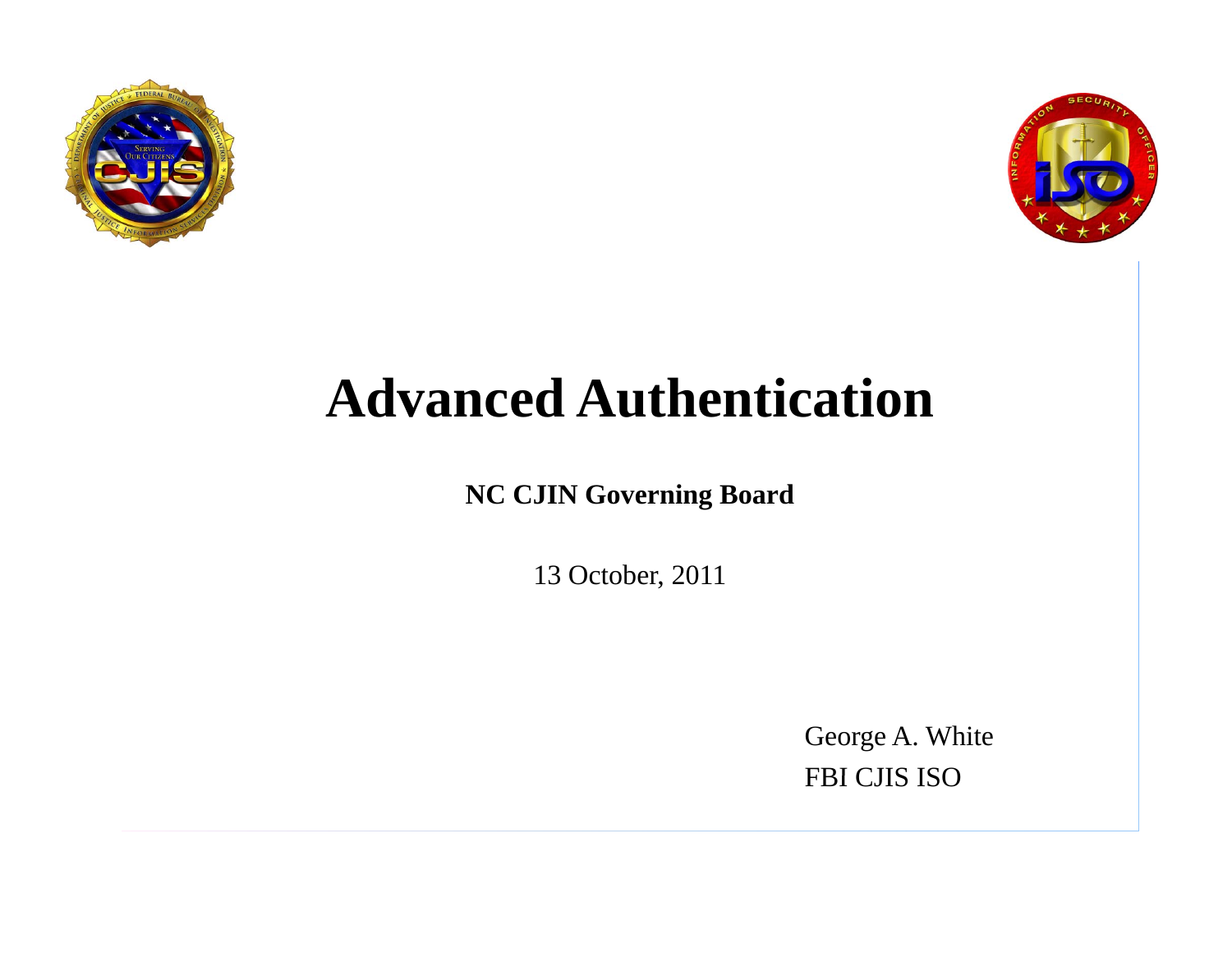# Advanced Authentication

**NC CJIN Governing Board**

13 October, 2011

George A. White
FBI CJIS ISO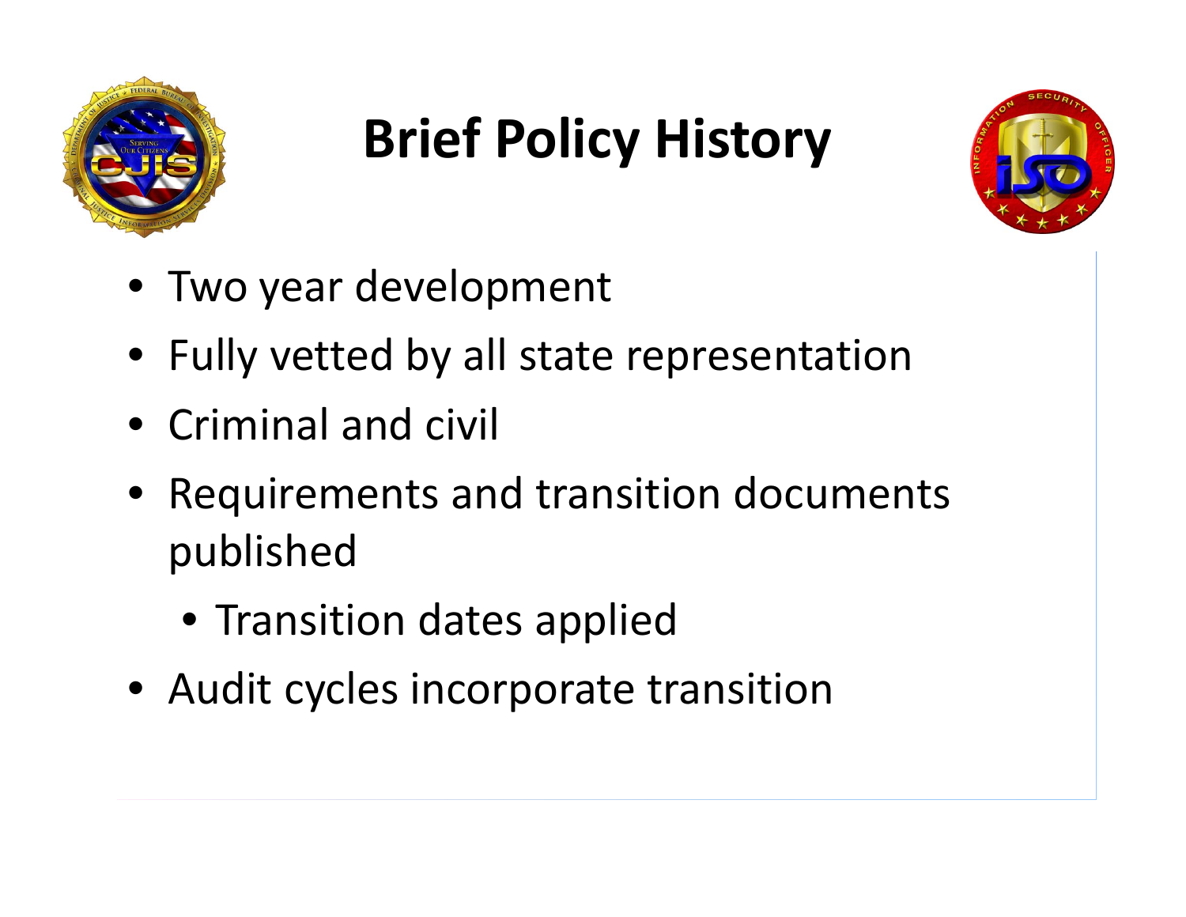# Brief Policy History

- Two year development
- Fully vetted by all state representation
- Criminal and civil
- Requirements and transition documents published
  - Transition dates applied
- Audit cycles incorporate transition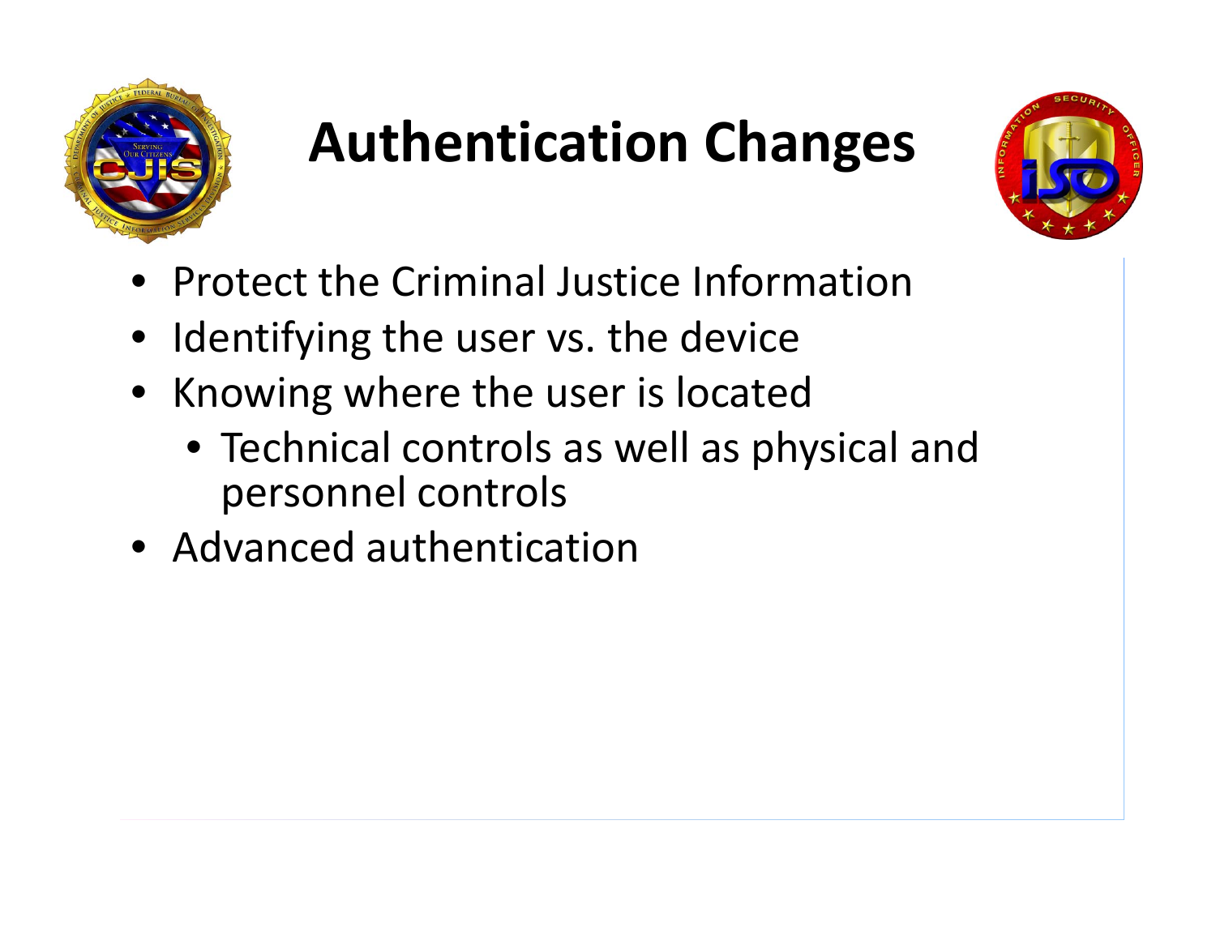# Authentication Changes

- Protect the Criminal Justice Information
- Identifying the user vs. the device
- Knowing where the user is located
  - Technical controls as well as physical and personnel controls
- Advanced authentication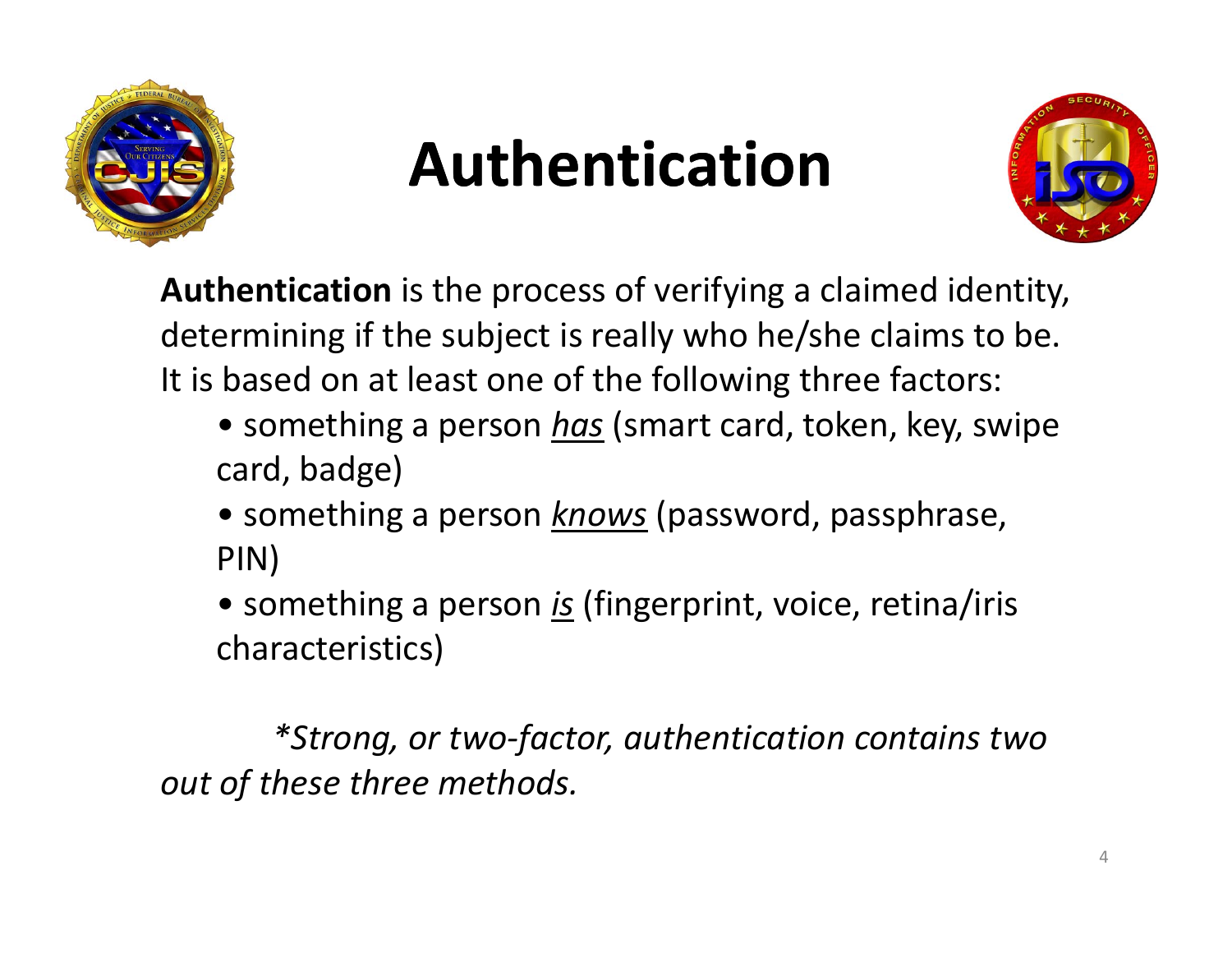# Authentication

**Authentication** is the process of verifying a claimed identity, determining if the subject is really who he/she claims to be. It is based on at least one of the following three factors:

- something a person ***has*** (smart card, token, key, swipe card, badge)
- something a person ***knows*** (password, passphrase, PIN)
- something a person ***is*** (fingerprint, voice, retina/iris characteristics)

*\*Strong, or two-factor, authentication contains two out of these three methods.*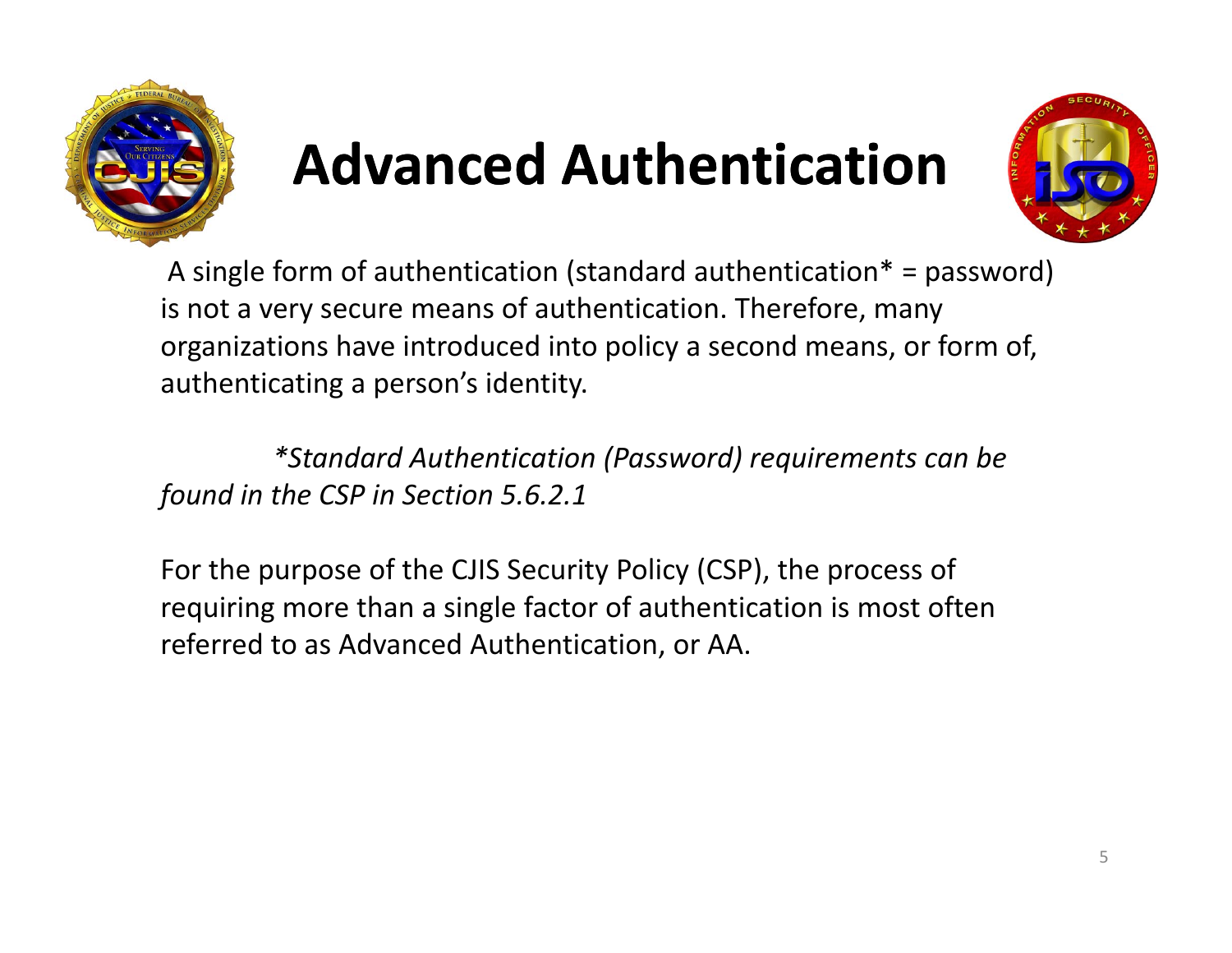# Advanced Authentication

A single form of authentication (standard authentication* = password) is not a very secure means of authentication. Therefore, many organizations have introduced into policy a second means, or form of, authenticating a person's identity.

*\*Standard Authentication (Password) requirements can be found in the CSP in Section 5.6.2.1*

For the purpose of the CJIS Security Policy (CSP), the process of requiring more than a single factor of authentication is most often referred to as Advanced Authentication, or AA.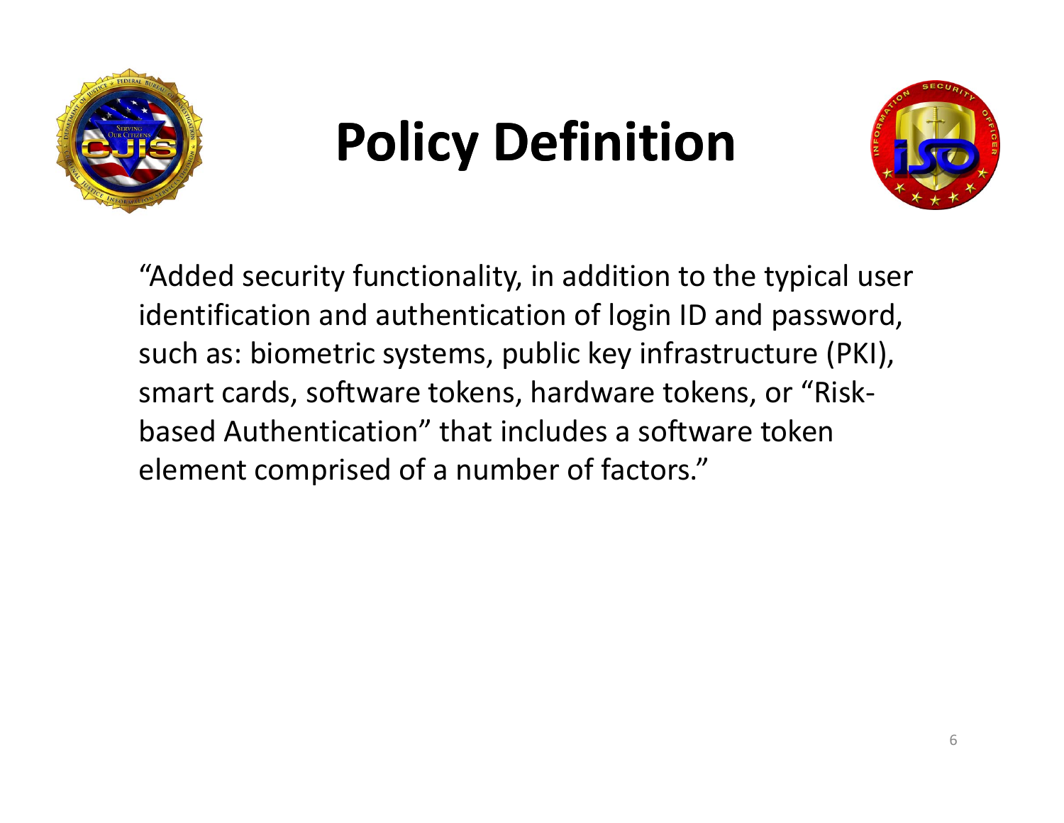# Policy Definition

“Added security functionality, in addition to the typical user identification and authentication of login ID and password, such as: biometric systems, public key infrastructure (PKI), smart cards, software tokens, hardware tokens, or “Risk-based Authentication” that includes a software token element comprised of a number of factors.”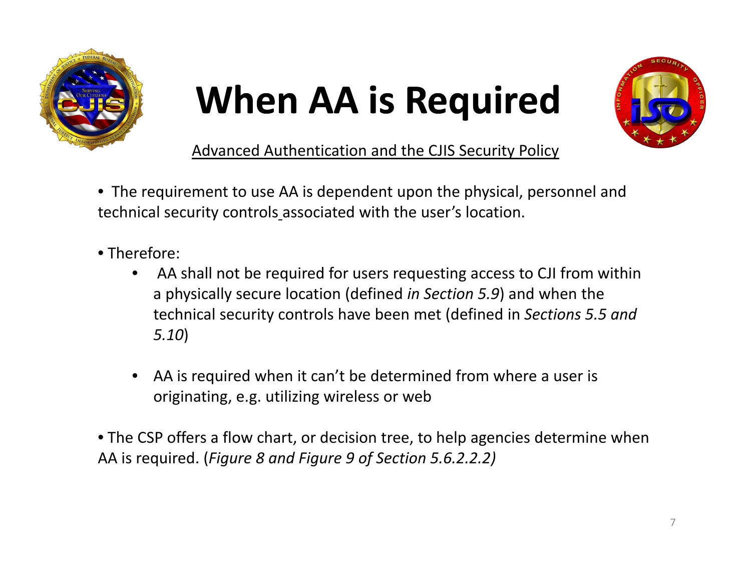# When AA is Required

Advanced Authentication and the CJIS Security Policy

- The requirement to use AA is dependent upon the physical, personnel and technical security controls associated with the user's location.

- Therefore:
  - AA shall not be required for users requesting access to CJI from within a physically secure location (defined *in Section 5.9*) and when the technical security controls have been met (defined in *Sections 5.5 and 5.10*)
  - AA is required when it can't be determined from where a user is originating, e.g. utilizing wireless or web

- The CSP offers a flow chart, or decision tree, to help agencies determine when AA is required. (*Figure 8 and Figure 9 of Section 5.6.2.2.2)*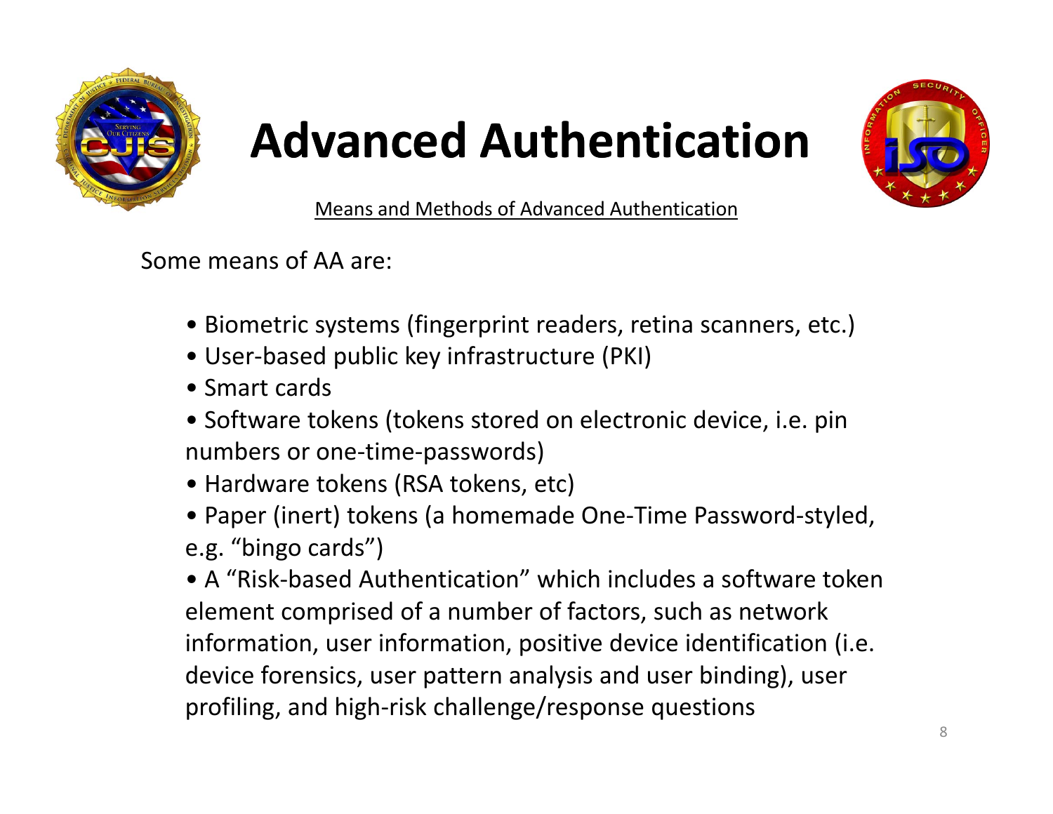# Advanced Authentication

Means and Methods of Advanced Authentication

Some means of AA are:

- Biometric systems (fingerprint readers, retina scanners, etc.)
- User-based public key infrastructure (PKI)
- Smart cards
- Software tokens (tokens stored on electronic device, i.e. pin numbers or one-time-passwords)
- Hardware tokens (RSA tokens, etc)
- Paper (inert) tokens (a homemade One-Time Password-styled, e.g. “bingo cards”)
- A “Risk-based Authentication” which includes a software token element comprised of a number of factors, such as network information, user information, positive device identification (i.e. device forensics, user pattern analysis and user binding), user profiling, and high-risk challenge/response questions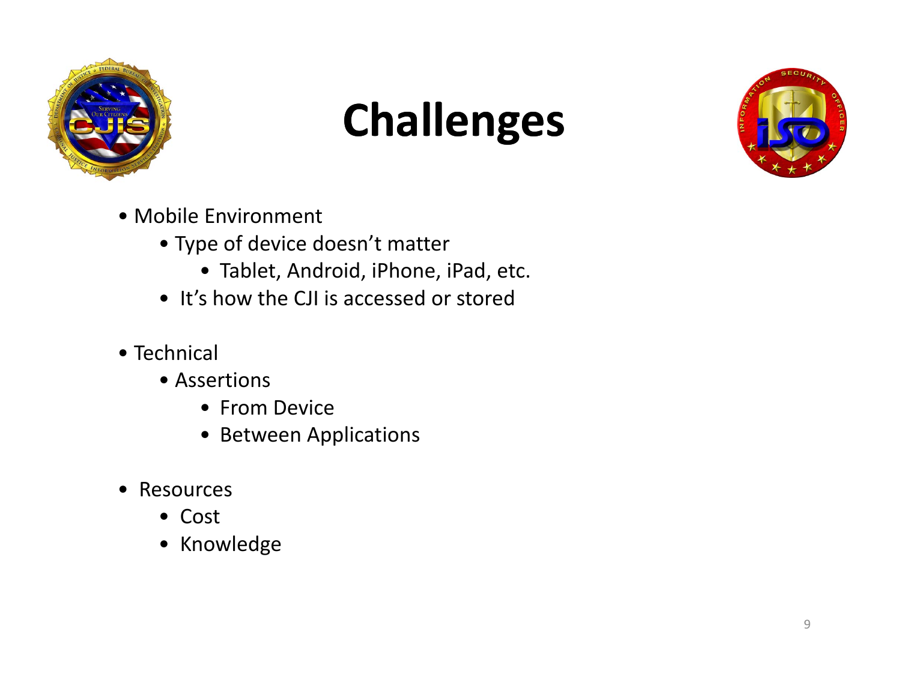# Challenges

- Mobile Environment
  - Type of device doesn't matter
    - Tablet, Android, iPhone, iPad, etc.
  - It's how the CJI is accessed or stored
- Technical
  - Assertions
    - From Device
    - Between Applications
- Resources
  - Cost
  - Knowledge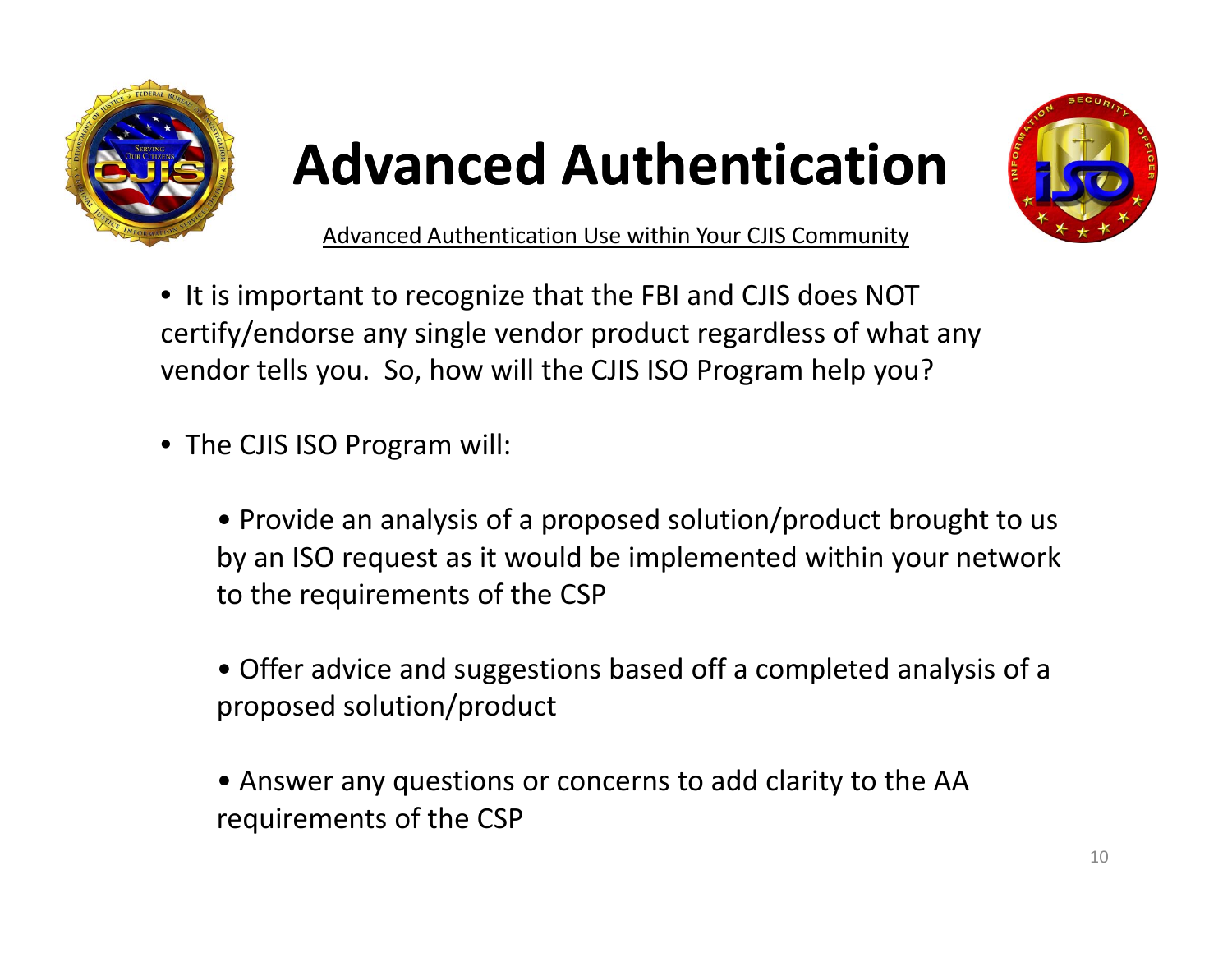# Advanced Authentication

Advanced Authentication Use within Your CJIS Community

- It is important to recognize that the FBI and CJIS does NOT certify/endorse any single vendor product regardless of what any vendor tells you. So, how will the CJIS ISO Program help you?

- The CJIS ISO Program will:

  - Provide an analysis of a proposed solution/product brought to us by an ISO request as it would be implemented within your network to the requirements of the CSP

  - Offer advice and suggestions based off a completed analysis of a proposed solution/product

  - Answer any questions or concerns to add clarity to the AA requirements of the CSP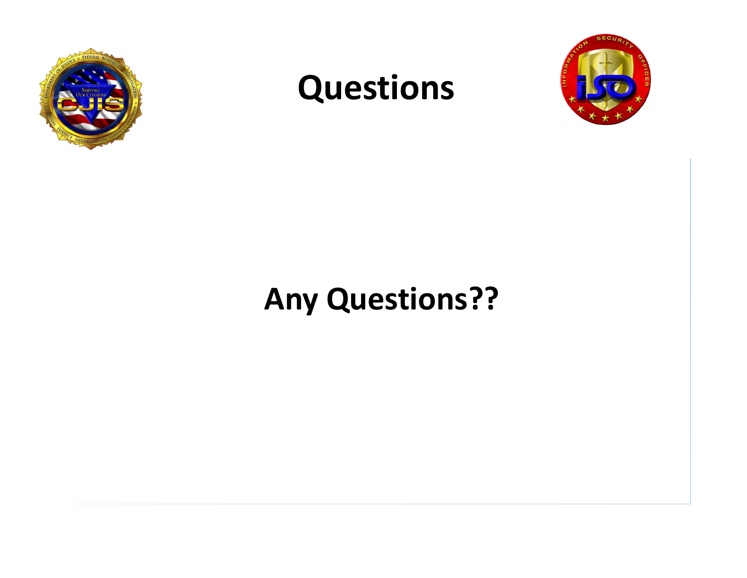# Questions

**Any Questions??**